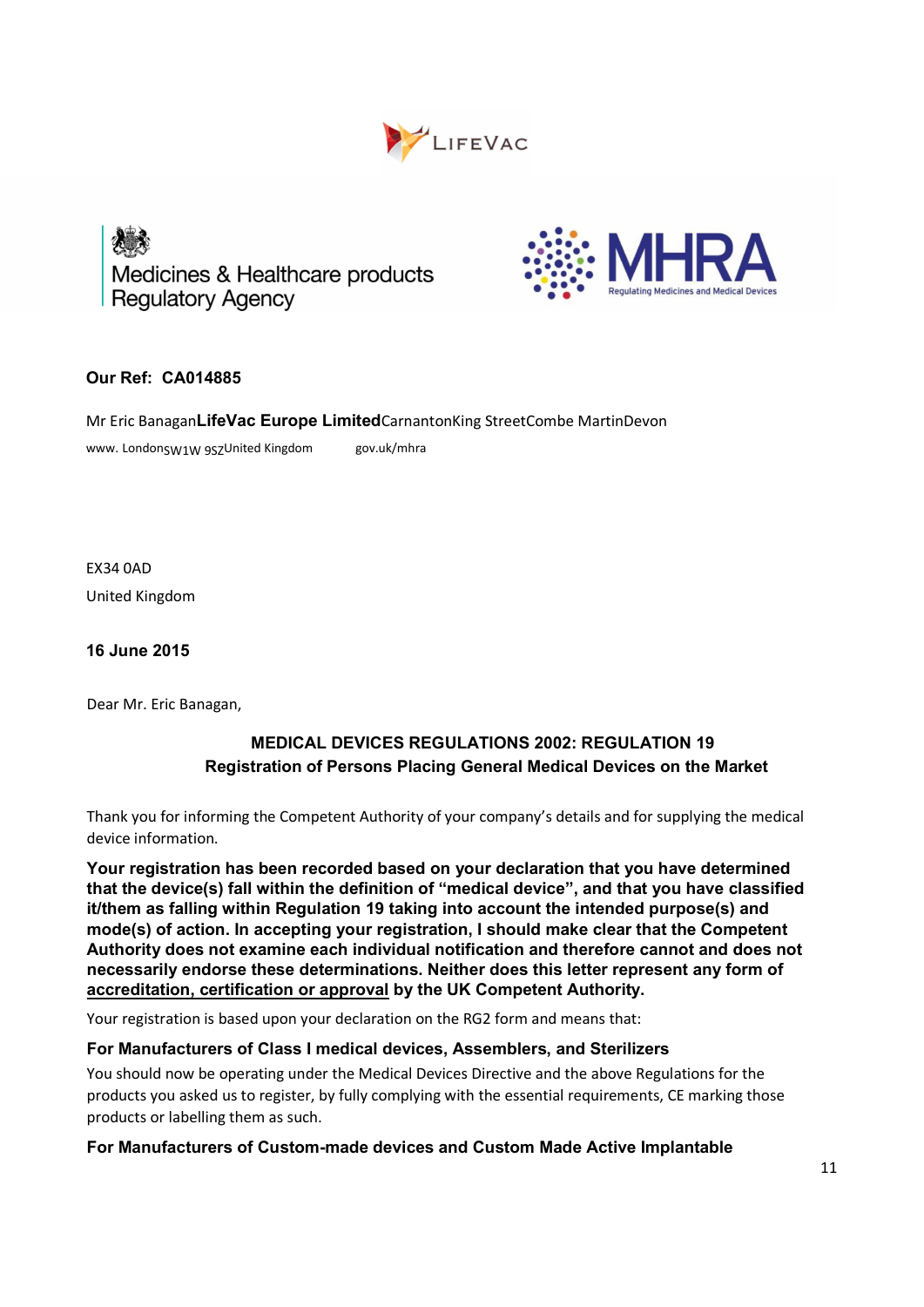LifeVac

Medicines & Healthcare products Regulatory Agency

MHRA
Regulating Medicines and Medical Devices

**Our Ref: CA014885**

Mr Eric Banagan**LifeVac Europe Limited**CarnantonKing StreetCombe MartinDevon

www. LondonSW1W 9SZUnited Kingdom gov.uk/mhra

EX34 0AD

United Kingdom

**16 June 2015**

Dear Mr. Eric Banagan,

**MEDICAL DEVICES REGULATIONS 2002: REGULATION 19**
**Registration of Persons Placing General Medical Devices on the Market**

Thank you for informing the Competent Authority of your company's details and for supplying the medical device information.

**Your registration has been recorded based on your declaration that you have determined that the device(s) fall within the definition of "medical device", and that you have classified it/them as falling within Regulation 19 taking into account the intended purpose(s) and mode(s) of action. In accepting your registration, I should make clear that the Competent Authority does not examine each individual notification and therefore cannot and does not necessarily endorse these determinations. Neither does this letter represent any form of accreditation, certification or approval by the UK Competent Authority.**

Your registration is based upon your declaration on the RG2 form and means that:

**For Manufacturers of Class I medical devices, Assemblers, and Sterilizers**

You should now be operating under the Medical Devices Directive and the above Regulations for the products you asked us to register, by fully complying with the essential requirements, CE marking those products or labelling them as such.

**For Manufacturers of Custom-made devices and Custom Made Active Implantable**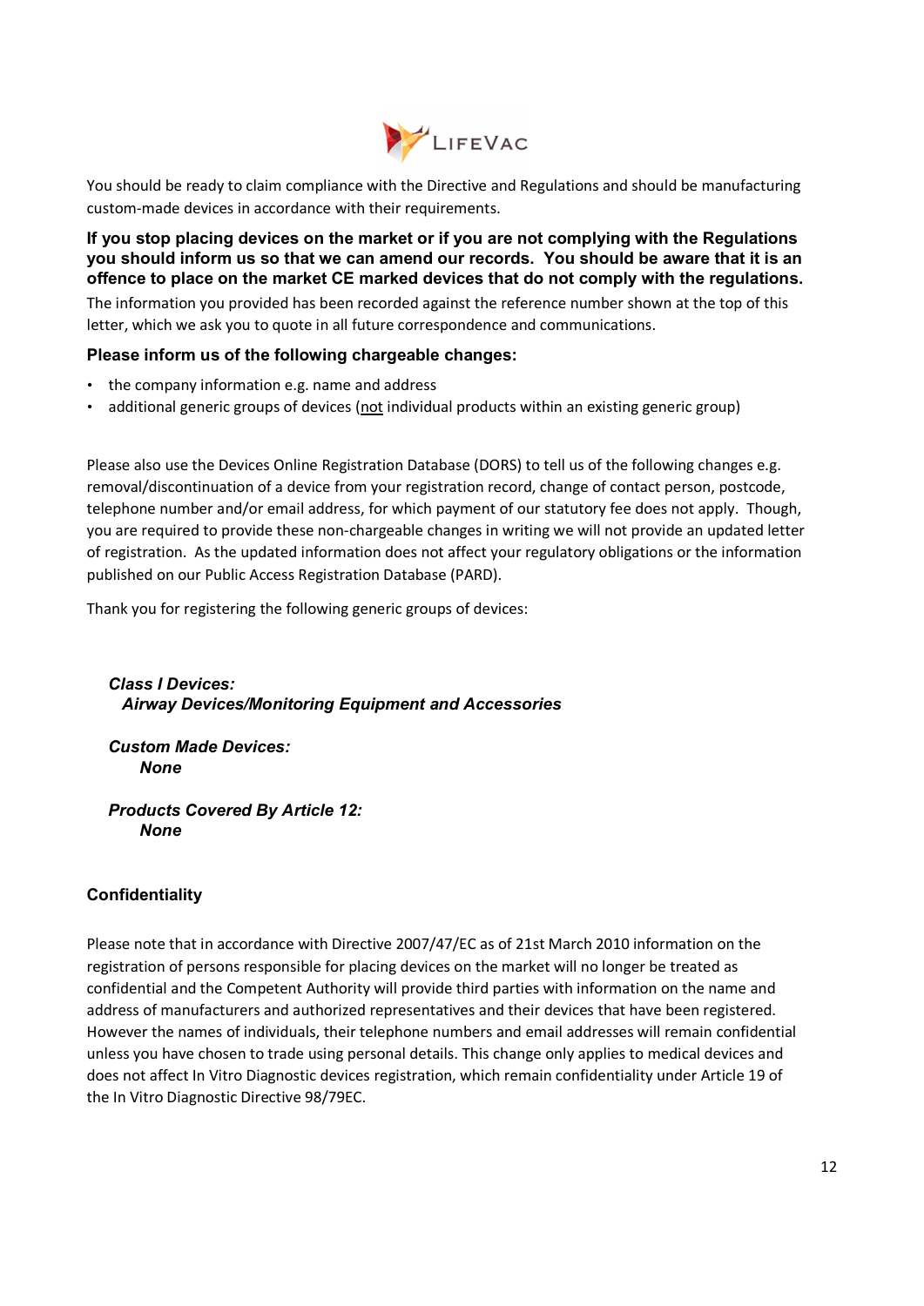You should be ready to claim compliance with the Directive and Regulations and should be manufacturing custom-made devices in accordance with their requirements.

**If you stop placing devices on the market or if you are not complying with the Regulations you should inform us so that we can amend our records. You should be aware that it is an offence to place on the market CE marked devices that do not comply with the regulations.**

The information you provided has been recorded against the reference number shown at the top of this letter, which we ask you to quote in all future correspondence and communications.

**Please inform us of the following chargeable changes:**

- the company information e.g. name and address
- additional generic groups of devices (not individual products within an existing generic group)

Please also use the Devices Online Registration Database (DORS) to tell us of the following changes e.g. removal/discontinuation of a device from your registration record, change of contact person, postcode, telephone number and/or email address, for which payment of our statutory fee does not apply. Though, you are required to provide these non-chargeable changes in writing we will not provide an updated letter of registration. As the updated information does not affect your regulatory obligations or the information published on our Public Access Registration Database (PARD).

Thank you for registering the following generic groups of devices:

***Class I Devices:***
***Airway Devices/Monitoring Equipment and Accessories***

***Custom Made Devices:***
***None***

***Products Covered By Article 12:***
***None***

## Confidentiality

Please note that in accordance with Directive 2007/47/EC as of 21st March 2010 information on the registration of persons responsible for placing devices on the market will no longer be treated as confidential and the Competent Authority will provide third parties with information on the name and address of manufacturers and authorized representatives and their devices that have been registered. However the names of individuals, their telephone numbers and email addresses will remain confidential unless you have chosen to trade using personal details. This change only applies to medical devices and does not affect In Vitro Diagnostic devices registration, which remain confidentiality under Article 19 of the In Vitro Diagnostic Directive 98/79EC.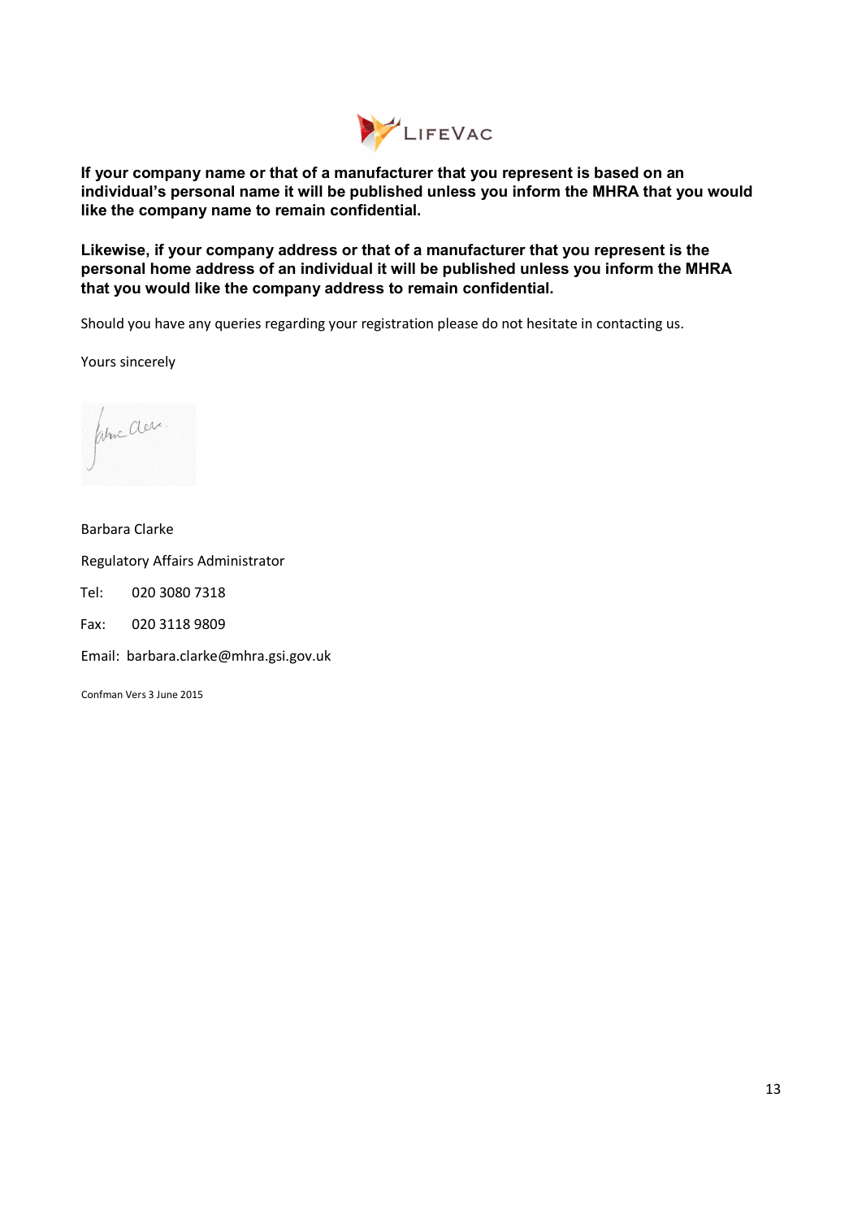**If your company name or that of a manufacturer that you represent is based on an individual's personal name it will be published unless you inform the MHRA that you would like the company name to remain confidential.**

**Likewise, if your company address or that of a manufacturer that you represent is the personal home address of an individual it will be published unless you inform the MHRA that you would like the company address to remain confidential.**

Should you have any queries regarding your registration please do not hesitate in contacting us.

Yours sincerely

Barbara Clarke

Regulatory Affairs Administrator

Tel: 020 3080 7318

Fax: 020 3118 9809

Email: barbara.clarke@mhra.gsi.gov.uk

Confman Vers 3 June 2015